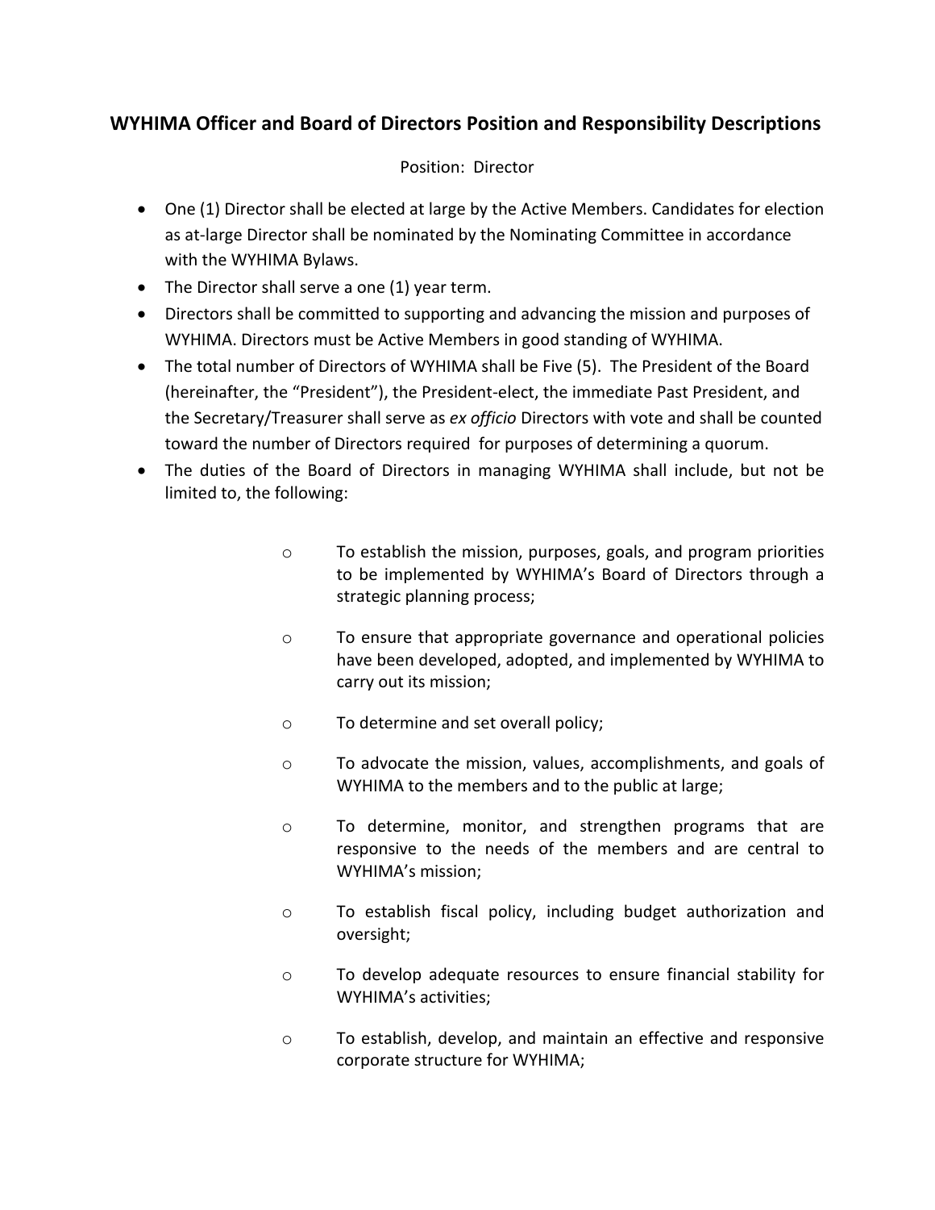## WYHIMA Officer and Board of Directors Position and Responsibility Descriptions

Position: Director

- One (1) Director shall be elected at large by the Active Members. Candidates for election as at-large Director shall be nominated by the Nominating Committee in accordance with the WYHIMA Bylaws.
- The Director shall serve a one (1) year term.
- Directors shall be committed to supporting and advancing the mission and purposes of WYHIMA. Directors must be Active Members in good standing of WYHIMA.
- The total number of Directors of WYHIMA shall be Five (5). The President of the Board (hereinafter, the "President"), the President-elect, the immediate Past President, and the Secretary/Treasurer shall serve as *ex officio* Directors with vote and shall be counted toward the number of Directors required for purposes of determining a quorum.
- The duties of the Board of Directors in managing WYHIMA shall include, but not be limited to, the following:
  - To establish the mission, purposes, goals, and program priorities to be implemented by WYHIMA's Board of Directors through a strategic planning process;
  - To ensure that appropriate governance and operational policies have been developed, adopted, and implemented by WYHIMA to carry out its mission;
  - To determine and set overall policy;
  - To advocate the mission, values, accomplishments, and goals of WYHIMA to the members and to the public at large;
  - To determine, monitor, and strengthen programs that are responsive to the needs of the members and are central to WYHIMA's mission;
  - To establish fiscal policy, including budget authorization and oversight;
  - To develop adequate resources to ensure financial stability for WYHIMA's activities;
  - To establish, develop, and maintain an effective and responsive corporate structure for WYHIMA;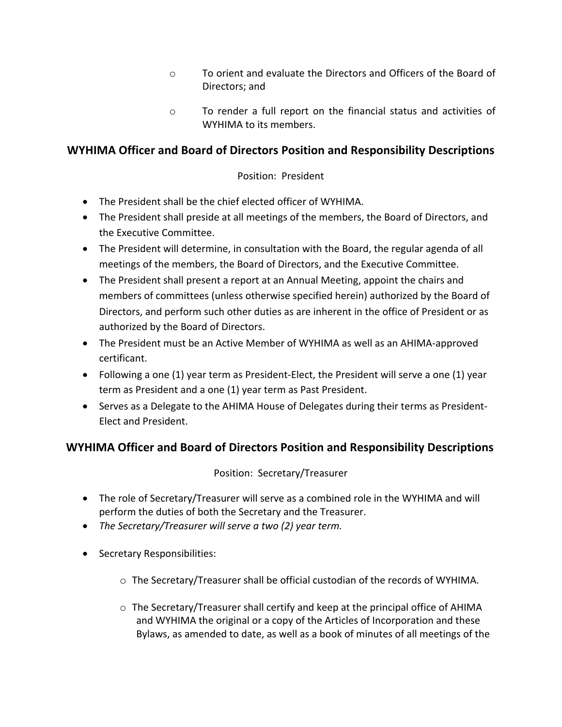- To orient and evaluate the Directors and Officers of the Board of Directors; and
- To render a full report on the financial status and activities of WYHIMA to its members.

## WYHIMA Officer and Board of Directors Position and Responsibility Descriptions

Position: President

- The President shall be the chief elected officer of WYHIMA.
- The President shall preside at all meetings of the members, the Board of Directors, and the Executive Committee.
- The President will determine, in consultation with the Board, the regular agenda of all meetings of the members, the Board of Directors, and the Executive Committee.
- The President shall present a report at an Annual Meeting, appoint the chairs and members of committees (unless otherwise specified herein) authorized by the Board of Directors, and perform such other duties as are inherent in the office of President or as authorized by the Board of Directors.
- The President must be an Active Member of WYHIMA as well as an AHIMA-approved certificant.
- Following a one (1) year term as President-Elect, the President will serve a one (1) year term as President and a one (1) year term as Past President.
- Serves as a Delegate to the AHIMA House of Delegates during their terms as President-Elect and President.

## WYHIMA Officer and Board of Directors Position and Responsibility Descriptions

Position: Secretary/Treasurer

- The role of Secretary/Treasurer will serve as a combined role in the WYHIMA and will perform the duties of both the Secretary and the Treasurer.
- *The Secretary/Treasurer will serve a two (2) year term.*
- Secretary Responsibilities:
  - The Secretary/Treasurer shall be official custodian of the records of WYHIMA.
  - The Secretary/Treasurer shall certify and keep at the principal office of AHIMA and WYHIMA the original or a copy of the Articles of Incorporation and these Bylaws, as amended to date, as well as a book of minutes of all meetings of the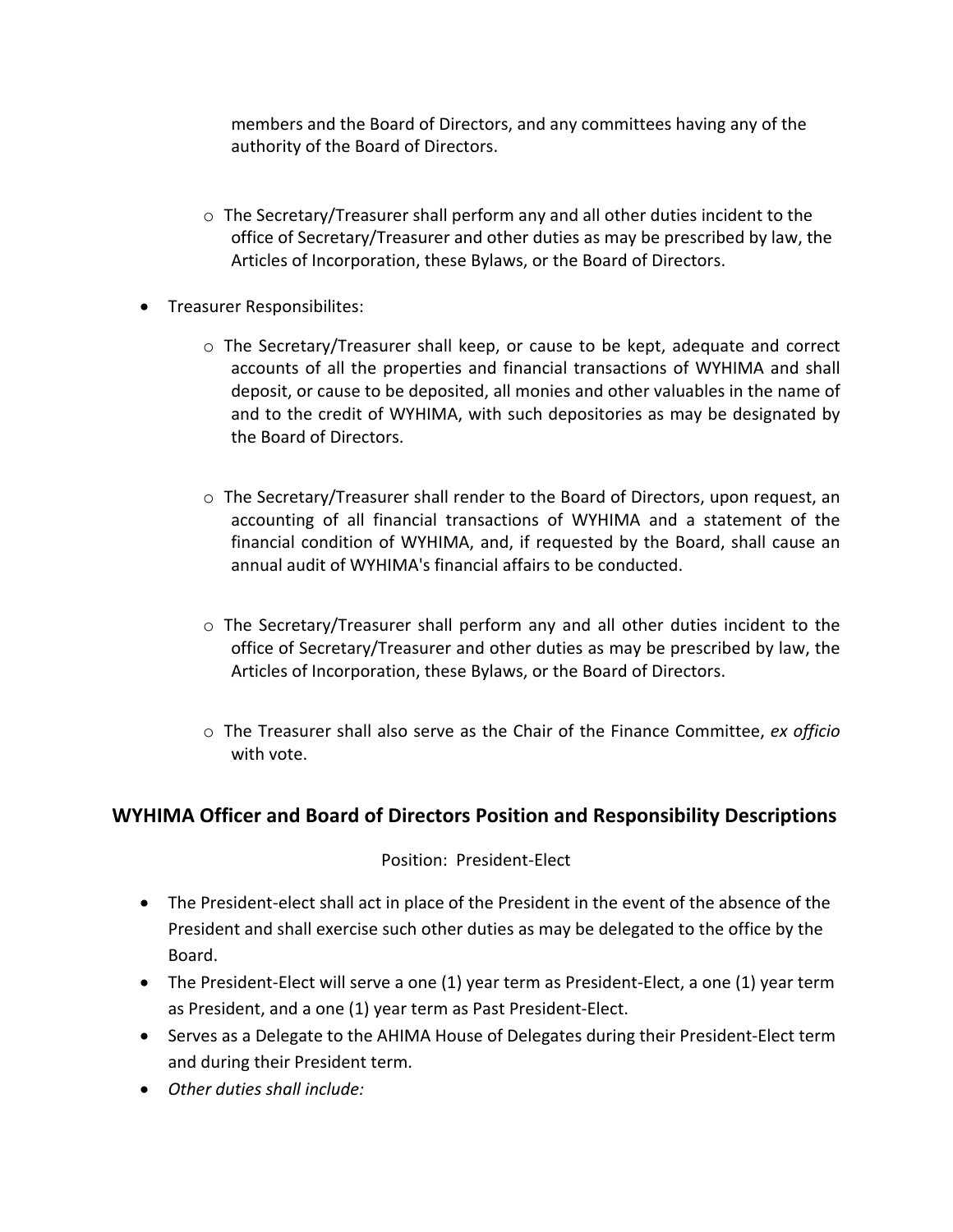members and the Board of Directors, and any committees having any of the authority of the Board of Directors.

- The Secretary/Treasurer shall perform any and all other duties incident to the office of Secretary/Treasurer and other duties as may be prescribed by law, the Articles of Incorporation, these Bylaws, or the Board of Directors.

- Treasurer Responsibilites:
  - The Secretary/Treasurer shall keep, or cause to be kept, adequate and correct accounts of all the properties and financial transactions of WYHIMA and shall deposit, or cause to be deposited, all monies and other valuables in the name of and to the credit of WYHIMA, with such depositories as may be designated by the Board of Directors.
  - The Secretary/Treasurer shall render to the Board of Directors, upon request, an accounting of all financial transactions of WYHIMA and a statement of the financial condition of WYHIMA, and, if requested by the Board, shall cause an annual audit of WYHIMA's financial affairs to be conducted.
  - The Secretary/Treasurer shall perform any and all other duties incident to the office of Secretary/Treasurer and other duties as may be prescribed by law, the Articles of Incorporation, these Bylaws, or the Board of Directors.
  - The Treasurer shall also serve as the Chair of the Finance Committee, *ex officio* with vote.

## WYHIMA Officer and Board of Directors Position and Responsibility Descriptions

Position: President-Elect

- The President-elect shall act in place of the President in the event of the absence of the President and shall exercise such other duties as may be delegated to the office by the Board.
- The President-Elect will serve a one (1) year term as President-Elect, a one (1) year term as President, and a one (1) year term as Past President-Elect.
- Serves as a Delegate to the AHIMA House of Delegates during their President-Elect term and during their President term.
- *Other duties shall include:*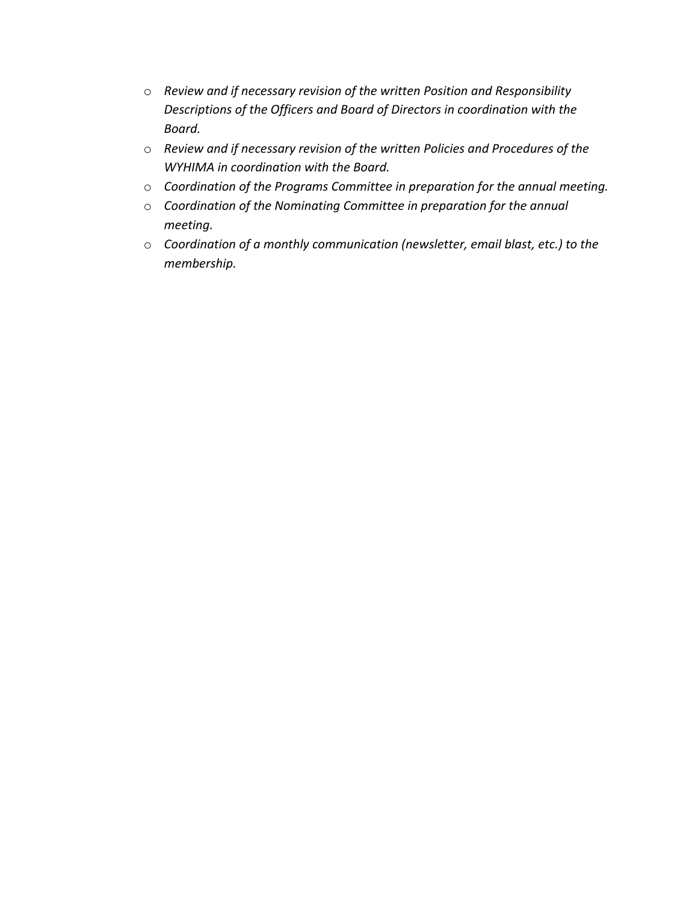- *Review and if necessary revision of the written Position and Responsibility Descriptions of the Officers and Board of Directors in coordination with the Board.*
- *Review and if necessary revision of the written Policies and Procedures of the WYHIMA in coordination with the Board.*
- *Coordination of the Programs Committee in preparation for the annual meeting.*
- *Coordination of the Nominating Committee in preparation for the annual meeting.*
- *Coordination of a monthly communication (newsletter, email blast, etc.) to the membership.*